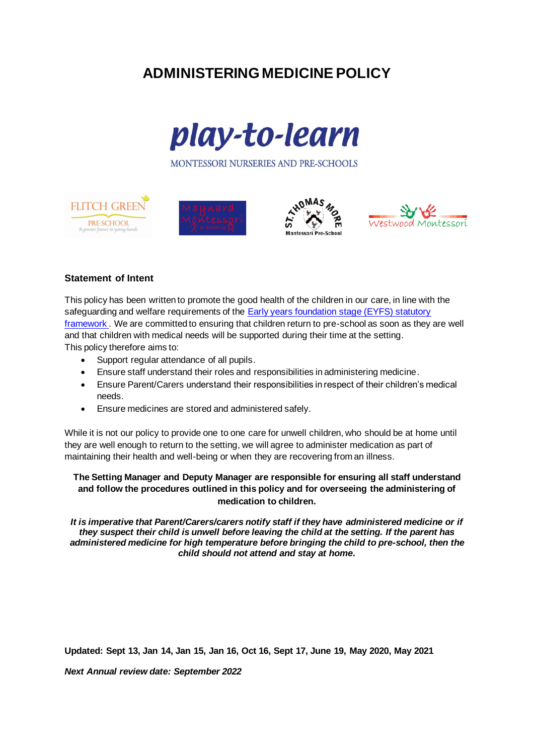# ADMINISTERING MEDICINE POLICY

play-to-learn

MONTESSORI NURSERIES AND PRE-SCHOOLS

## Statement of Intent

This policy has been written to promote the good health of the children in our care, in line with the safeguarding and welfare requirements of the [Early years foundation stage (EYFS) statutory framework](). We are committed to ensuring that children return to pre-school as soon as they are well and that children with medical needs will be supported during their time at the setting.

This policy therefore aims to:

- Support regular attendance of all pupils.
- Ensure staff understand their roles and responsibilities in administering medicine.
- Ensure Parent/Carers understand their responsibilities in respect of their children's medical needs.
- Ensure medicines are stored and administered safely.

While it is not our policy to provide one to one care for unwell children, who should be at home until they are well enough to return to the setting, we will agree to administer medication as part of maintaining their health and well-being or when they are recovering from an illness.

**The Setting Manager and Deputy Manager are responsible for ensuring all staff understand and follow the procedures outlined in this policy and for overseeing the administering of medication to children.**

***It is imperative that Parent/Carers/carers notify staff if they have administered medicine or if they suspect their child is unwell before leaving the child at the setting. If the parent has administered medicine for high temperature before bringing the child to pre-school, then the child should not attend and stay at home.***

**Updated: Sept 13, Jan 14, Jan 15, Jan 16, Oct 16, Sept 17, June 19, May 2020, May 2021**

***Next Annual review date: September 2022***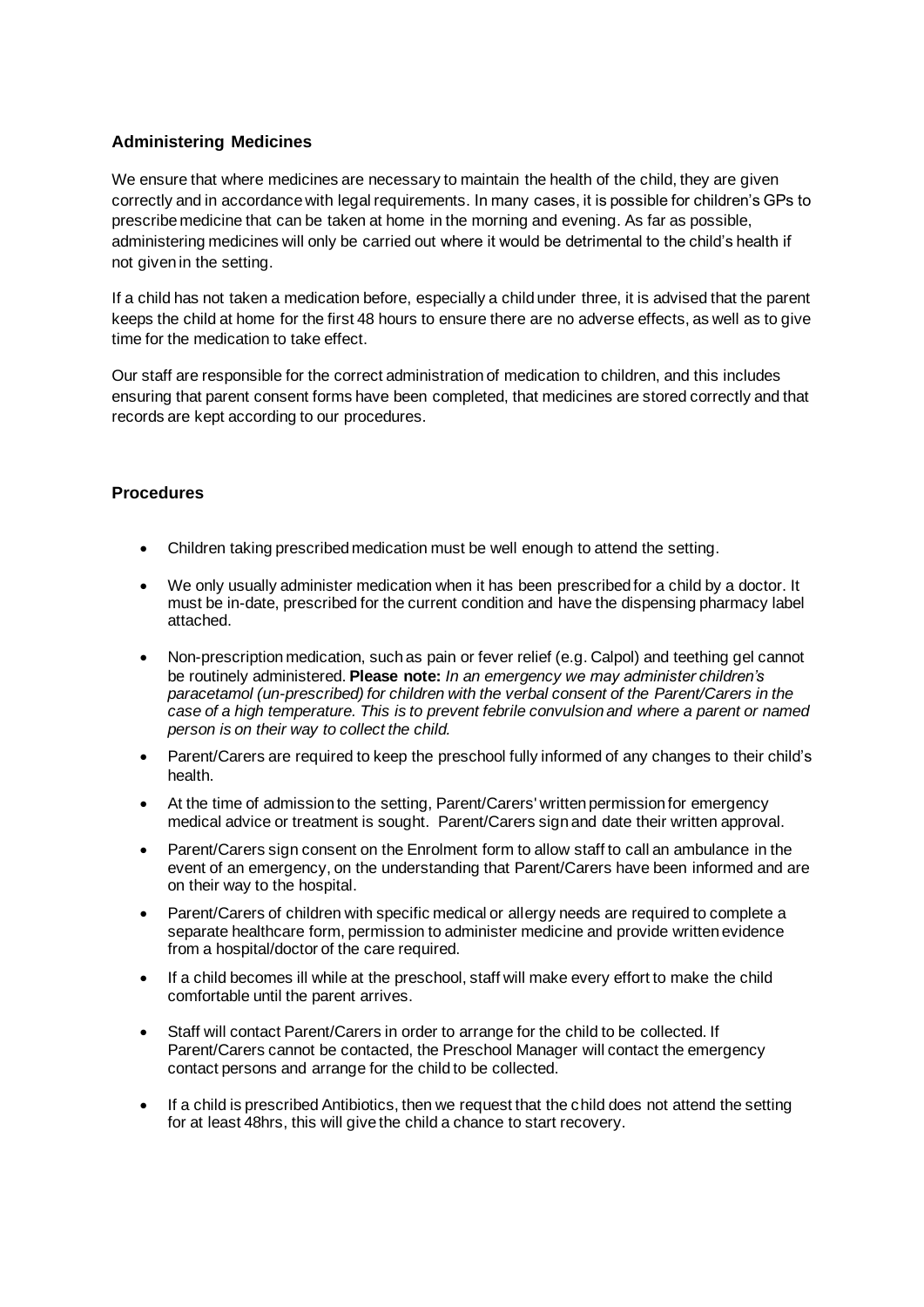### Administering Medicines

We ensure that where medicines are necessary to maintain the health of the child, they are given correctly and in accordance with legal requirements. In many cases, it is possible for children's GPs to prescribe medicine that can be taken at home in the morning and evening. As far as possible, administering medicines will only be carried out where it would be detrimental to the child's health if not given in the setting.

If a child has not taken a medication before, especially a child under three, it is advised that the parent keeps the child at home for the first 48 hours to ensure there are no adverse effects, as well as to give time for the medication to take effect.

Our staff are responsible for the correct administration of medication to children, and this includes ensuring that parent consent forms have been completed, that medicines are stored correctly and that records are kept according to our procedures.

### Procedures

- Children taking prescribed medication must be well enough to attend the setting.
- We only usually administer medication when it has been prescribed for a child by a doctor. It must be in-date, prescribed for the current condition and have the dispensing pharmacy label attached.
- Non-prescription medication, such as pain or fever relief (e.g. Calpol) and teething gel cannot be routinely administered. **Please note:** *In an emergency we may administer children's paracetamol (un-prescribed) for children with the verbal consent of the Parent/Carers in the case of a high temperature. This is to prevent febrile convulsion and where a parent or named person is on their way to collect the child.*
- Parent/Carers are required to keep the preschool fully informed of any changes to their child's health.
- At the time of admission to the setting, Parent/Carers' written permission for emergency medical advice or treatment is sought. Parent/Carers sign and date their written approval.
- Parent/Carers sign consent on the Enrolment form to allow staff to call an ambulance in the event of an emergency, on the understanding that Parent/Carers have been informed and are on their way to the hospital.
- Parent/Carers of children with specific medical or allergy needs are required to complete a separate healthcare form, permission to administer medicine and provide written evidence from a hospital/doctor of the care required.
- If a child becomes ill while at the preschool, staff will make every effort to make the child comfortable until the parent arrives.
- Staff will contact Parent/Carers in order to arrange for the child to be collected. If Parent/Carers cannot be contacted, the Preschool Manager will contact the emergency contact persons and arrange for the child to be collected.
- If a child is prescribed Antibiotics, then we request that the child does not attend the setting for at least 48hrs, this will give the child a chance to start recovery.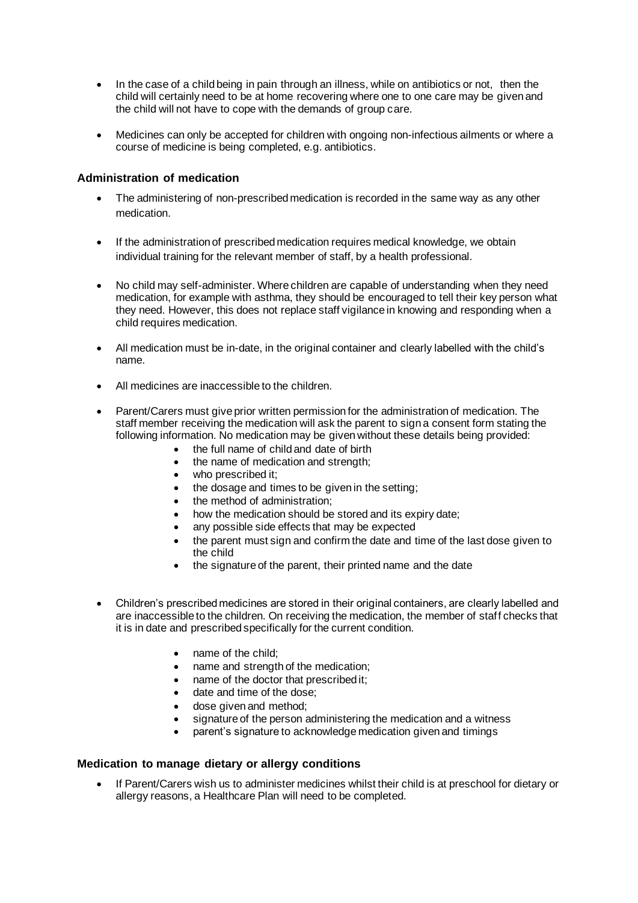- In the case of a child being in pain through an illness, while on antibiotics or not, then the child will certainly need to be at home recovering where one to one care may be given and the child will not have to cope with the demands of group care.

- Medicines can only be accepted for children with ongoing non-infectious ailments or where a course of medicine is being completed, e.g. antibiotics.

### Administration of medication

- The administering of non-prescribed medication is recorded in the same way as any other medication.

- If the administration of prescribed medication requires medical knowledge, we obtain individual training for the relevant member of staff, by a health professional.

- No child may self-administer. Where children are capable of understanding when they need medication, for example with asthma, they should be encouraged to tell their key person what they need. However, this does not replace staff vigilance in knowing and responding when a child requires medication.

- All medication must be in-date, in the original container and clearly labelled with the child's name.

- All medicines are inaccessible to the children.

- Parent/Carers must give prior written permission for the administration of medication. The staff member receiving the medication will ask the parent to sign a consent form stating the following information. No medication may be given without these details being provided:
    - the full name of child and date of birth
    - the name of medication and strength;
    - who prescribed it;
    - the dosage and times to be given in the setting;
    - the method of administration;
    - how the medication should be stored and its expiry date;
    - any possible side effects that may be expected
    - the parent must sign and confirm the date and time of the last dose given to the child
    - the signature of the parent, their printed name and the date

- Children's prescribed medicines are stored in their original containers, are clearly labelled and are inaccessible to the children. On receiving the medication, the member of staff checks that it is in date and prescribed specifically for the current condition.
    - name of the child;
    - name and strength of the medication;
    - name of the doctor that prescribed it;
    - date and time of the dose;
    - dose given and method;
    - signature of the person administering the medication and a witness
    - parent's signature to acknowledge medication given and timings

### Medication to manage dietary or allergy conditions

- If Parent/Carers wish us to administer medicines whilst their child is at preschool for dietary or allergy reasons, a Healthcare Plan will need to be completed.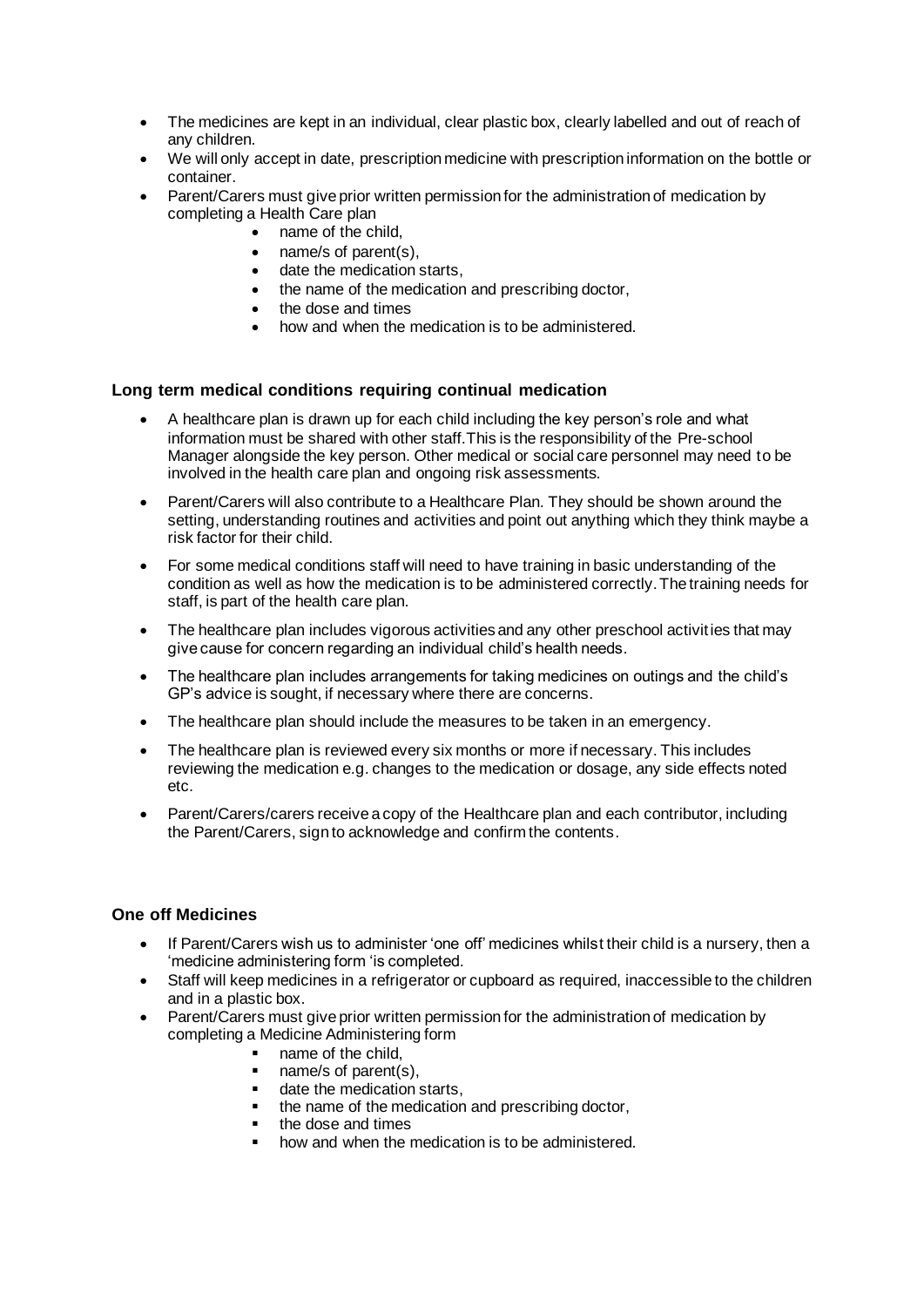- The medicines are kept in an individual, clear plastic box, clearly labelled and out of reach of any children.
- We will only accept in date, prescription medicine with prescription information on the bottle or container.
- Parent/Carers must give prior written permission for the administration of medication by completing a Health Care plan
    - name of the child,
    - name/s of parent(s),
    - date the medication starts,
    - the name of the medication and prescribing doctor,
    - the dose and times
    - how and when the medication is to be administered.

### Long term medical conditions requiring continual medication

- A healthcare plan is drawn up for each child including the key person's role and what information must be shared with other staff.This is the responsibility of the Pre-school Manager alongside the key person. Other medical or social care personnel may need to be involved in the health care plan and ongoing risk assessments.
- Parent/Carers will also contribute to a Healthcare Plan. They should be shown around the setting, understanding routines and activities and point out anything which they think maybe a risk factor for their child.
- For some medical conditions staff will need to have training in basic understanding of the condition as well as how the medication is to be administered correctly. The training needs for staff, is part of the health care plan.
- The healthcare plan includes vigorous activities and any other preschool activities that may give cause for concern regarding an individual child's health needs.
- The healthcare plan includes arrangements for taking medicines on outings and the child's GP's advice is sought, if necessary where there are concerns.
- The healthcare plan should include the measures to be taken in an emergency.
- The healthcare plan is reviewed every six months or more if necessary. This includes reviewing the medication e.g. changes to the medication or dosage, any side effects noted etc.
- Parent/Carers/carers receive a copy of the Healthcare plan and each contributor, including the Parent/Carers, sign to acknowledge and confirm the contents.

### One off Medicines

- If Parent/Carers wish us to administer 'one off' medicines whilst their child is a nursery, then a 'medicine administering form 'is completed.
- Staff will keep medicines in a refrigerator or cupboard as required, inaccessible to the children and in a plastic box.
- Parent/Carers must give prior written permission for the administration of medication by completing a Medicine Administering form
    - name of the child,
    - name/s of parent(s),
    - date the medication starts,
    - the name of the medication and prescribing doctor,
    - the dose and times
    - how and when the medication is to be administered.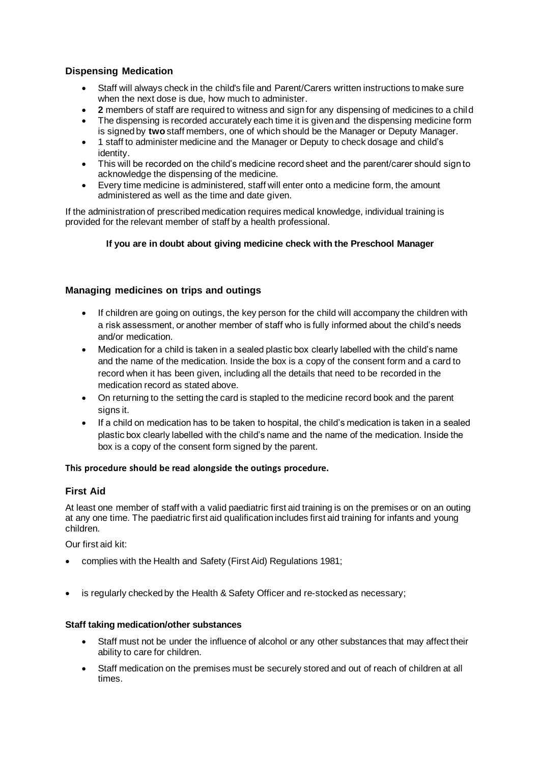## Dispensing Medication

- Staff will always check in the child's file and Parent/Carers written instructions to make sure when the next dose is due, how much to administer.
- **2** members of staff are required to witness and sign for any dispensing of medicines to a child
- The dispensing is recorded accurately each time it is given and the dispensing medicine form is signed by **two** staff members, one of which should be the Manager or Deputy Manager.
- 1 staff to administer medicine and the Manager or Deputy to check dosage and child's identity.
- This will be recorded on the child's medicine record sheet and the parent/carer should sign to acknowledge the dispensing of the medicine.
- Every time medicine is administered, staff will enter onto a medicine form, the amount administered as well as the time and date given.

If the administration of prescribed medication requires medical knowledge, individual training is provided for the relevant member of staff by a health professional.

**If you are in doubt about giving medicine check with the Preschool Manager**

## Managing medicines on trips and outings

- If children are going on outings, the key person for the child will accompany the children with a risk assessment, or another member of staff who is fully informed about the child's needs and/or medication.
- Medication for a child is taken in a sealed plastic box clearly labelled with the child's name and the name of the medication. Inside the box is a copy of the consent form and a card to record when it has been given, including all the details that need to be recorded in the medication record as stated above.
- On returning to the setting the card is stapled to the medicine record book and the parent signs it.
- If a child on medication has to be taken to hospital, the child's medication is taken in a sealed plastic box clearly labelled with the child's name and the name of the medication. Inside the box is a copy of the consent form signed by the parent.

**This procedure should be read alongside the outings procedure.**

## First Aid

At least one member of staff with a valid paediatric first aid training is on the premises or on an outing at any one time. The paediatric first aid qualification includes first aid training for infants and young children.

Our first aid kit:

- complies with the Health and Safety (First Aid) Regulations 1981;
- is regularly checked by the Health & Safety Officer and re-stocked as necessary;

### Staff taking medication/other substances

- Staff must not be under the influence of alcohol or any other substances that may affect their ability to care for children.
- Staff medication on the premises must be securely stored and out of reach of children at all times.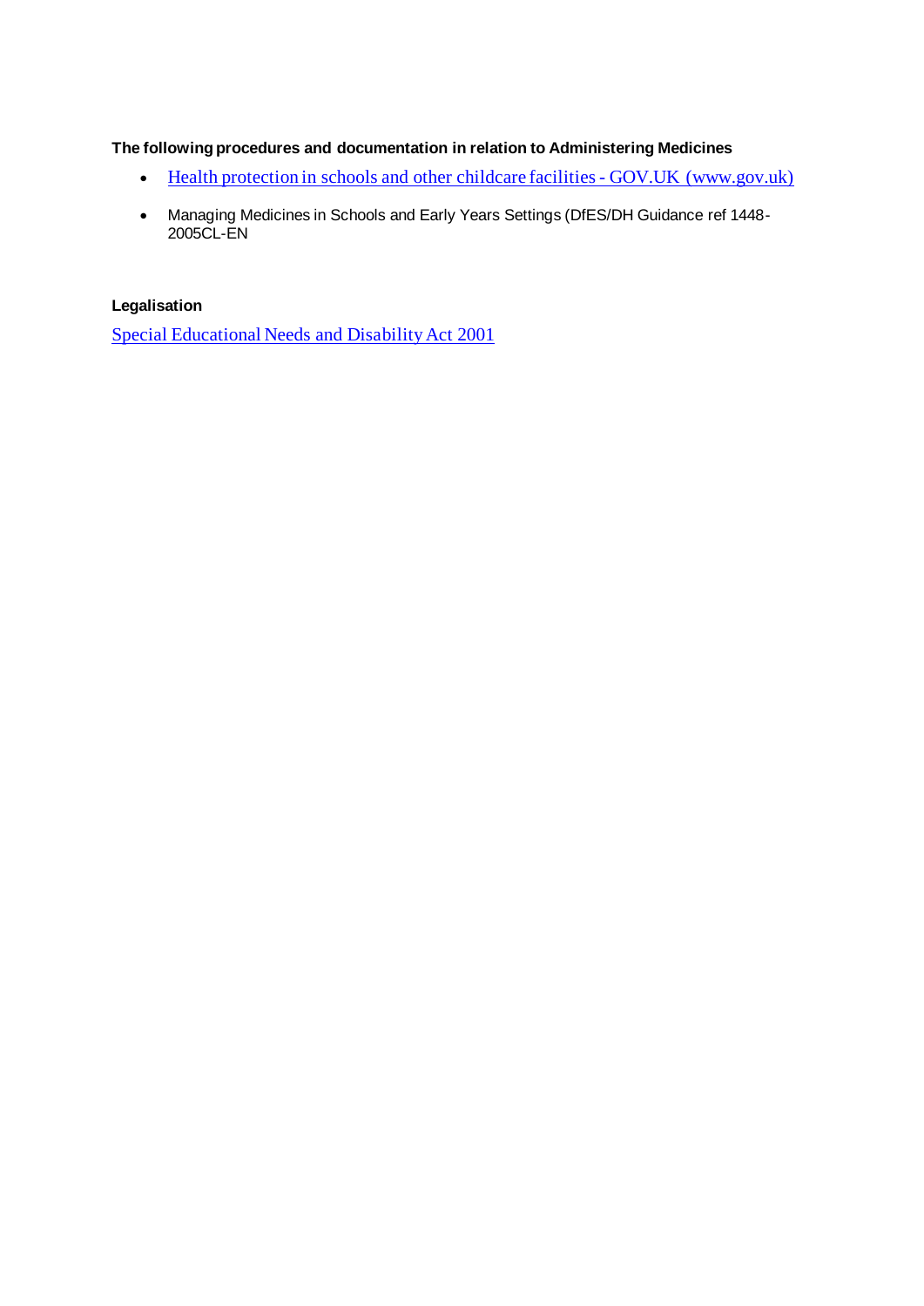**The following procedures and documentation in relation to Administering Medicines**

- Health protection in schools and other childcare facilities - GOV.UK (www.gov.uk)
- Managing Medicines in Schools and Early Years Settings (DfES/DH Guidance ref 1448-2005CL-EN

**Legalisation**

Special Educational Needs and Disability Act 2001